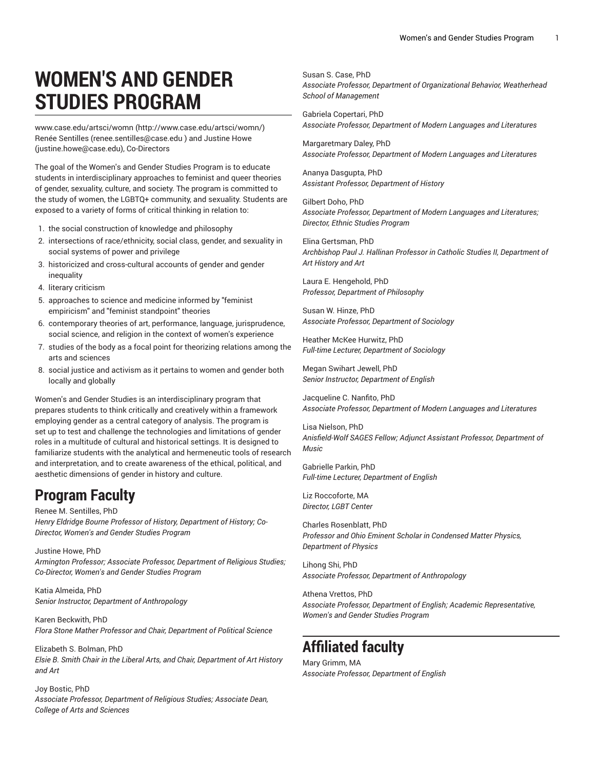# WOMEN'S AND GENDER STUDIES PROGRAM

www.case.edu/artsci/womn (http://www.case.edu/artsci/womn/)
Renée Sentilles (renee.sentilles@case.edu ) and Justine Howe (justine.howe@case.edu), Co-Directors

The goal of the Women's and Gender Studies Program is to educate students in interdisciplinary approaches to feminist and queer theories of gender, sexuality, culture, and society. The program is committed to the study of women, the LGBTQ+ community, and sexuality. Students are exposed to a variety of forms of critical thinking in relation to:

1. the social construction of knowledge and philosophy
2. intersections of race/ethnicity, social class, gender, and sexuality in social systems of power and privilege
3. historicized and cross-cultural accounts of gender and gender inequality
4. literary criticism
5. approaches to science and medicine informed by "feminist empiricism" and "feminist standpoint" theories
6. contemporary theories of art, performance, language, jurisprudence, social science, and religion in the context of women's experience
7. studies of the body as a focal point for theorizing relations among the arts and sciences
8. social justice and activism as it pertains to women and gender both locally and globally

Women's and Gender Studies is an interdisciplinary program that prepares students to think critically and creatively within a framework employing gender as a central category of analysis. The program is set up to test and challenge the technologies and limitations of gender roles in a multitude of cultural and historical settings. It is designed to familiarize students with the analytical and hermeneutic tools of research and interpretation, and to create awareness of the ethical, political, and aesthetic dimensions of gender in history and culture.

## Program Faculty

Renee M. Sentilles, PhD
*Henry Eldridge Bourne Professor of History, Department of History; Co-Director, Women's and Gender Studies Program*

Justine Howe, PhD
*Armington Professor; Associate Professor, Department of Religious Studies; Co-Director, Women's and Gender Studies Program*

Katia Almeida, PhD
*Senior Instructor, Department of Anthropology*

Karen Beckwith, PhD
*Flora Stone Mather Professor and Chair, Department of Political Science*

Elizabeth S. Bolman, PhD
*Elsie B. Smith Chair in the Liberal Arts, and Chair, Department of Art History and Art*

Joy Bostic, PhD
*Associate Professor, Department of Religious Studies; Associate Dean, College of Arts and Sciences*

Susan S. Case, PhD
*Associate Professor, Department of Organizational Behavior, Weatherhead School of Management*

Gabriela Copertari, PhD
*Associate Professor, Department of Modern Languages and Literatures*

Margaretmary Daley, PhD
*Associate Professor, Department of Modern Languages and Literatures*

Ananya Dasgupta, PhD
*Assistant Professor, Department of History*

Gilbert Doho, PhD
*Associate Professor, Department of Modern Languages and Literatures; Director, Ethnic Studies Program*

Elina Gertsman, PhD
*Archbishop Paul J. Hallinan Professor in Catholic Studies II, Department of Art History and Art*

Laura E. Hengehold, PhD
*Professor, Department of Philosophy*

Susan W. Hinze, PhD
*Associate Professor, Department of Sociology*

Heather McKee Hurwitz, PhD
*Full-time Lecturer, Department of Sociology*

Megan Swihart Jewell, PhD
*Senior Instructor, Department of English*

Jacqueline C. Nanfito, PhD
*Associate Professor, Department of Modern Languages and Literatures*

Lisa Nielson, PhD
*Anisfield-Wolf SAGES Fellow; Adjunct Assistant Professor, Department of Music*

Gabrielle Parkin, PhD
*Full-time Lecturer, Department of English*

Liz Roccoforte, MA
*Director, LGBT Center*

Charles Rosenblatt, PhD
*Professor and Ohio Eminent Scholar in Condensed Matter Physics, Department of Physics*

Lihong Shi, PhD
*Associate Professor, Department of Anthropology*

Athena Vrettos, PhD
*Associate Professor, Department of English; Academic Representative, Women's and Gender Studies Program*

## Affiliated faculty

Mary Grimm, MA
*Associate Professor, Department of English*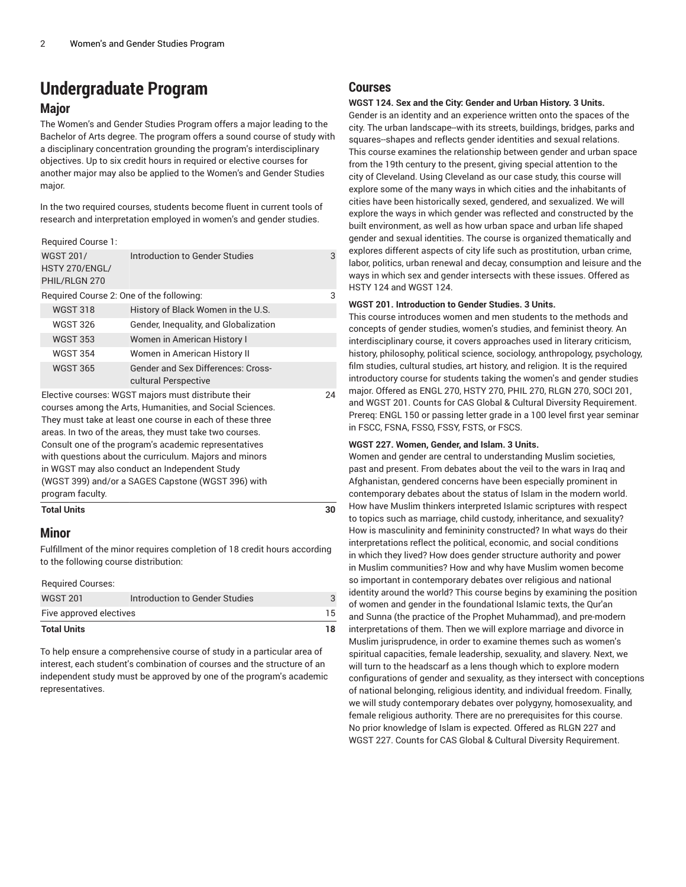# Undergraduate Program

## Major

The Women's and Gender Studies Program offers a major leading to the Bachelor of Arts degree. The program offers a sound course of study with a disciplinary concentration grounding the program's interdisciplinary objectives. Up to six credit hours in required or elective courses for another major may also be applied to the Women's and Gender Studies major.

In the two required courses, students become fluent in current tools of research and interpretation employed in women's and gender studies.

| Required Course 1: | | |
|---|---|---|
| WGST 201/ HSTY 270/ENGL/ PHIL/RLGN 270 | Introduction to Gender Studies | 3 |
| Required Course 2: One of the following: | | 3 |
| WGST 318 | History of Black Women in the U.S. | |
| WGST 326 | Gender, Inequality, and Globalization | |
| WGST 353 | Women in American History I | |
| WGST 354 | Women in American History II | |
| WGST 365 | Gender and Sex Differences: Cross-cultural Perspective | |
| Elective courses: WGST majors must distribute their courses among the Arts, Humanities, and Social Sciences. They must take at least one course in each of these three areas. In two of the areas, they must take two courses. Consult one of the program's academic representatives with questions about the curriculum. Majors and minors in WGST may also conduct an Independent Study (WGST 399) and/or a SAGES Capstone (WGST 396) with program faculty. | | 24 |
| **Total Units** | | **30** |

## Minor

Fulfillment of the minor requires completion of 18 credit hours according to the following course distribution:

| Required Courses: | | |
|---|---|---|
| WGST 201 | Introduction to Gender Studies | 3 |
| Five approved electives | | 15 |
| **Total Units** | | **18** |

To help ensure a comprehensive course of study in a particular area of interest, each student's combination of courses and the structure of an independent study must be approved by one of the program's academic representatives.

## Courses

**WGST 124. Sex and the City: Gender and Urban History. 3 Units.**
Gender is an identity and an experience written onto the spaces of the city. The urban landscape--with its streets, buildings, bridges, parks and squares--shapes and reflects gender identities and sexual relations. This course examines the relationship between gender and urban space from the 19th century to the present, giving special attention to the city of Cleveland. Using Cleveland as our case study, this course will explore some of the many ways in which cities and the inhabitants of cities have been historically sexed, gendered, and sexualized. We will explore the ways in which gender was reflected and constructed by the built environment, as well as how urban space and urban life shaped gender and sexual identities. The course is organized thematically and explores different aspects of city life such as prostitution, urban crime, labor, politics, urban renewal and decay, consumption and leisure and the ways in which sex and gender intersects with these issues. Offered as HSTY 124 and WGST 124.

**WGST 201. Introduction to Gender Studies. 3 Units.**
This course introduces women and men students to the methods and concepts of gender studies, women's studies, and feminist theory. An interdisciplinary course, it covers approaches used in literary criticism, history, philosophy, political science, sociology, anthropology, psychology, film studies, cultural studies, art history, and religion. It is the required introductory course for students taking the women's and gender studies major. Offered as ENGL 270, HSTY 270, PHIL 270, RLGN 270, SOCI 201, and WGST 201. Counts for CAS Global & Cultural Diversity Requirement. Prereq: ENGL 150 or passing letter grade in a 100 level first year seminar in FSCC, FSNA, FSSO, FSSY, FSTS, or FSCS.

**WGST 227. Women, Gender, and Islam. 3 Units.**
Women and gender are central to understanding Muslim societies, past and present. From debates about the veil to the wars in Iraq and Afghanistan, gendered concerns have been especially prominent in contemporary debates about the status of Islam in the modern world. How have Muslim thinkers interpreted Islamic scriptures with respect to topics such as marriage, child custody, inheritance, and sexuality? How is masculinity and femininity constructed? In what ways do their interpretations reflect the political, economic, and social conditions in which they lived? How does gender structure authority and power in Muslim communities? How and why have Muslim women become so important in contemporary debates over religious and national identity around the world? This course begins by examining the position of women and gender in the foundational Islamic texts, the Qur'an and Sunna (the practice of the Prophet Muhammad), and pre-modern interpretations of them. Then we will explore marriage and divorce in Muslim jurisprudence, in order to examine themes such as women's spiritual capacities, female leadership, sexuality, and slavery. Next, we will turn to the headscarf as a lens though which to explore modern configurations of gender and sexuality, as they intersect with conceptions of national belonging, religious identity, and individual freedom. Finally, we will study contemporary debates over polygyny, homosexuality, and female religious authority. There are no prerequisites for this course. No prior knowledge of Islam is expected. Offered as RLGN 227 and WGST 227. Counts for CAS Global & Cultural Diversity Requirement.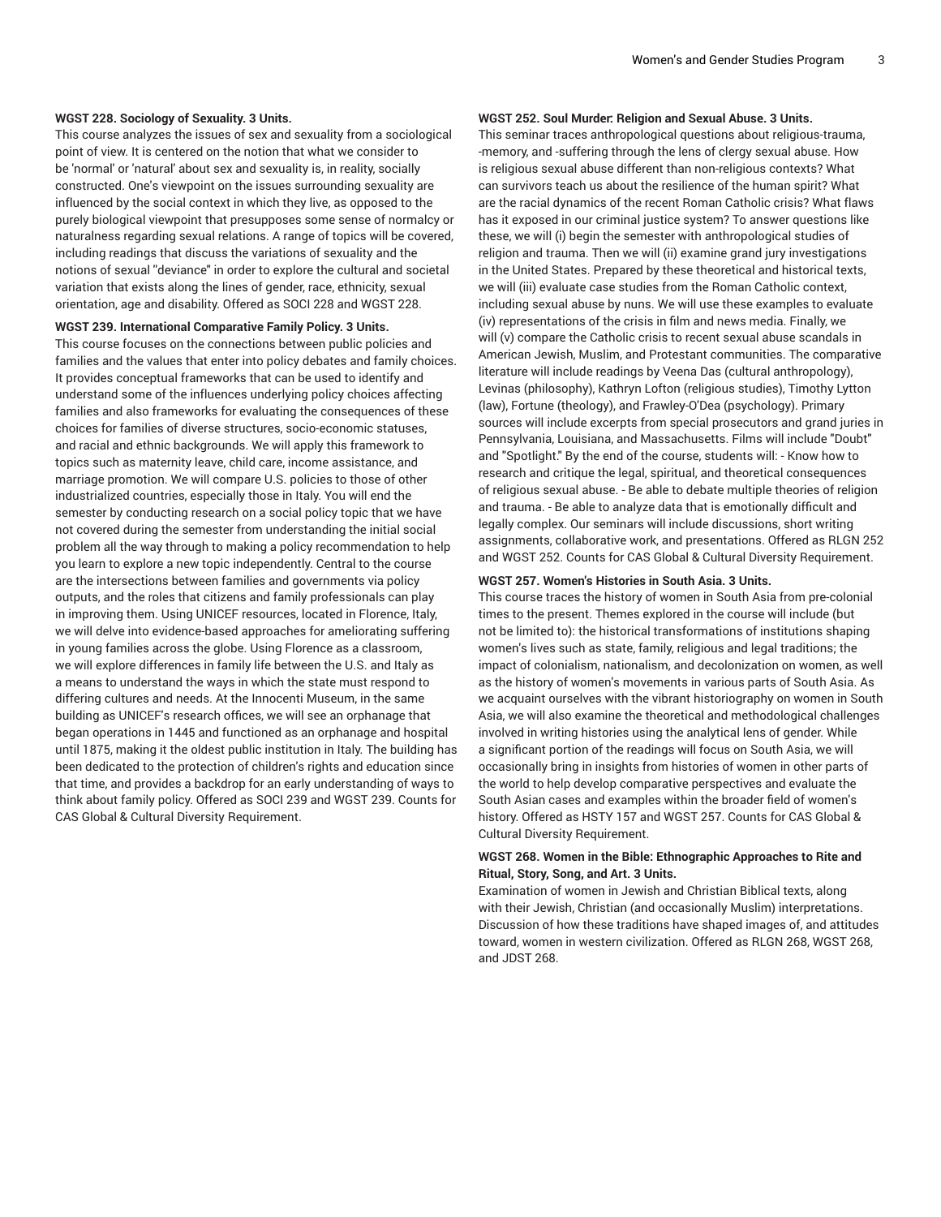**WGST 228. Sociology of Sexuality. 3 Units.**

This course analyzes the issues of sex and sexuality from a sociological point of view. It is centered on the notion that what we consider to be 'normal' or 'natural' about sex and sexuality is, in reality, socially constructed. One's viewpoint on the issues surrounding sexuality are influenced by the social context in which they live, as opposed to the purely biological viewpoint that presupposes some sense of normalcy or naturalness regarding sexual relations. A range of topics will be covered, including readings that discuss the variations of sexuality and the notions of sexual "deviance" in order to explore the cultural and societal variation that exists along the lines of gender, race, ethnicity, sexual orientation, age and disability. Offered as SOCI 228 and WGST 228.

**WGST 239. International Comparative Family Policy. 3 Units.**

This course focuses on the connections between public policies and families and the values that enter into policy debates and family choices. It provides conceptual frameworks that can be used to identify and understand some of the influences underlying policy choices affecting families and also frameworks for evaluating the consequences of these choices for families of diverse structures, socio-economic statuses, and racial and ethnic backgrounds. We will apply this framework to topics such as maternity leave, child care, income assistance, and marriage promotion. We will compare U.S. policies to those of other industrialized countries, especially those in Italy. You will end the semester by conducting research on a social policy topic that we have not covered during the semester from understanding the initial social problem all the way through to making a policy recommendation to help you learn to explore a new topic independently. Central to the course are the intersections between families and governments via policy outputs, and the roles that citizens and family professionals can play in improving them. Using UNICEF resources, located in Florence, Italy, we will delve into evidence-based approaches for ameliorating suffering in young families across the globe. Using Florence as a classroom, we will explore differences in family life between the U.S. and Italy as a means to understand the ways in which the state must respond to differing cultures and needs. At the Innocenti Museum, in the same building as UNICEF's research offices, we will see an orphanage that began operations in 1445 and functioned as an orphanage and hospital until 1875, making it the oldest public institution in Italy. The building has been dedicated to the protection of children's rights and education since that time, and provides a backdrop for an early understanding of ways to think about family policy. Offered as SOCI 239 and WGST 239. Counts for CAS Global & Cultural Diversity Requirement.

**WGST 252. Soul Murder: Religion and Sexual Abuse. 3 Units.**

This seminar traces anthropological questions about religious-trauma, -memory, and -suffering through the lens of clergy sexual abuse. How is religious sexual abuse different than non-religious contexts? What can survivors teach us about the resilience of the human spirit? What are the racial dynamics of the recent Roman Catholic crisis? What flaws has it exposed in our criminal justice system? To answer questions like these, we will (i) begin the semester with anthropological studies of religion and trauma. Then we will (ii) examine grand jury investigations in the United States. Prepared by these theoretical and historical texts, we will (iii) evaluate case studies from the Roman Catholic context, including sexual abuse by nuns. We will use these examples to evaluate (iv) representations of the crisis in film and news media. Finally, we will (v) compare the Catholic crisis to recent sexual abuse scandals in American Jewish, Muslim, and Protestant communities. The comparative literature will include readings by Veena Das (cultural anthropology), Levinas (philosophy), Kathryn Lofton (religious studies), Timothy Lytton (law), Fortune (theology), and Frawley-O'Dea (psychology). Primary sources will include excerpts from special prosecutors and grand juries in Pennsylvania, Louisiana, and Massachusetts. Films will include "Doubt" and "Spotlight." By the end of the course, students will: - Know how to research and critique the legal, spiritual, and theoretical consequences of religious sexual abuse. - Be able to debate multiple theories of religion and trauma. - Be able to analyze data that is emotionally difficult and legally complex. Our seminars will include discussions, short writing assignments, collaborative work, and presentations. Offered as RLGN 252 and WGST 252. Counts for CAS Global & Cultural Diversity Requirement.

**WGST 257. Women's Histories in South Asia. 3 Units.**

This course traces the history of women in South Asia from pre-colonial times to the present. Themes explored in the course will include (but not be limited to): the historical transformations of institutions shaping women's lives such as state, family, religious and legal traditions; the impact of colonialism, nationalism, and decolonization on women, as well as the history of women's movements in various parts of South Asia. As we acquaint ourselves with the vibrant historiography on women in South Asia, we will also examine the theoretical and methodological challenges involved in writing histories using the analytical lens of gender. While a significant portion of the readings will focus on South Asia, we will occasionally bring in insights from histories of women in other parts of the world to help develop comparative perspectives and evaluate the South Asian cases and examples within the broader field of women's history. Offered as HSTY 157 and WGST 257. Counts for CAS Global & Cultural Diversity Requirement.

**WGST 268. Women in the Bible: Ethnographic Approaches to Rite and Ritual, Story, Song, and Art. 3 Units.**

Examination of women in Jewish and Christian Biblical texts, along with their Jewish, Christian (and occasionally Muslim) interpretations. Discussion of how these traditions have shaped images of, and attitudes toward, women in western civilization. Offered as RLGN 268, WGST 268, and JDST 268.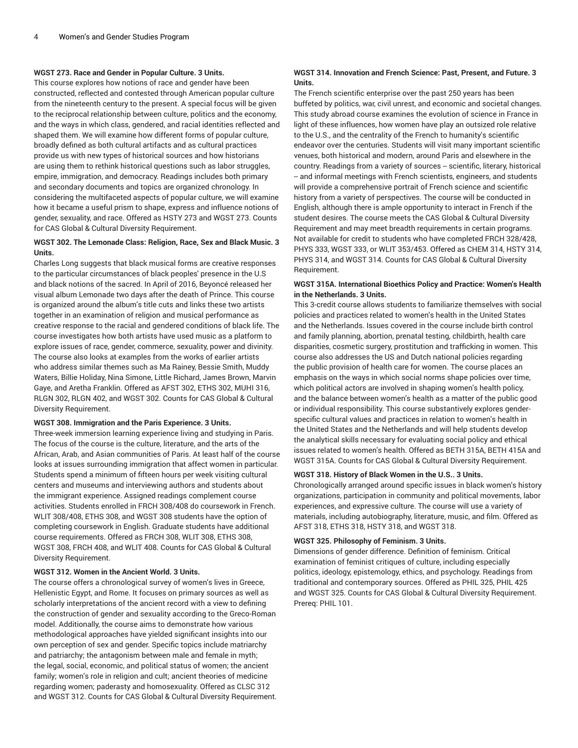**WGST 273. Race and Gender in Popular Culture. 3 Units.**

This course explores how notions of race and gender have been constructed, reflected and contested through American popular culture from the nineteenth century to the present. A special focus will be given to the reciprocal relationship between culture, politics and the economy, and the ways in which class, gendered, and racial identities reflected and shaped them. We will examine how different forms of popular culture, broadly defined as both cultural artifacts and as cultural practices provide us with new types of historical sources and how historians are using them to rethink historical questions such as labor struggles, empire, immigration, and democracy. Readings includes both primary and secondary documents and topics are organized chronology. In considering the multifaceted aspects of popular culture, we will examine how it became a useful prism to shape, express and influence notions of gender, sexuality, and race. Offered as HSTY 273 and WGST 273. Counts for CAS Global & Cultural Diversity Requirement.

**WGST 302. The Lemonade Class: Religion, Race, Sex and Black Music. 3 Units.**

Charles Long suggests that black musical forms are creative responses to the particular circumstances of black peoples' presence in the U.S and black notions of the sacred. In April of 2016, Beyoncé released her visual album Lemonade two days after the death of Prince. This course is organized around the album's title cuts and links these two artists together in an examination of religion and musical performance as creative response to the racial and gendered conditions of black life. The course investigates how both artists have used music as a platform to explore issues of race, gender, commerce, sexuality, power and divinity. The course also looks at examples from the works of earlier artists who address similar themes such as Ma Rainey, Bessie Smith, Muddy Waters, Billie Holiday, Nina Simone, Little Richard, James Brown, Marvin Gaye, and Aretha Franklin. Offered as AFST 302, ETHS 302, MUHI 316, RLGN 302, RLGN 402, and WGST 302. Counts for CAS Global & Cultural Diversity Requirement.

**WGST 308. Immigration and the Paris Experience. 3 Units.**

Three-week immersion learning experience living and studying in Paris. The focus of the course is the culture, literature, and the arts of the African, Arab, and Asian communities of Paris. At least half of the course looks at issues surrounding immigration that affect women in particular. Students spend a minimum of fifteen hours per week visiting cultural centers and museums and interviewing authors and students about the immigrant experience. Assigned readings complement course activities. Students enrolled in FRCH 308/408 do coursework in French. WLIT 308/408, ETHS 308, and WGST 308 students have the option of completing coursework in English. Graduate students have additional course requirements. Offered as FRCH 308, WLIT 308, ETHS 308, WGST 308, FRCH 408, and WLIT 408. Counts for CAS Global & Cultural Diversity Requirement.

**WGST 312. Women in the Ancient World. 3 Units.**

The course offers a chronological survey of women's lives in Greece, Hellenistic Egypt, and Rome. It focuses on primary sources as well as scholarly interpretations of the ancient record with a view to defining the construction of gender and sexuality according to the Greco-Roman model. Additionally, the course aims to demonstrate how various methodological approaches have yielded significant insights into our own perception of sex and gender. Specific topics include matriarchy and patriarchy; the antagonism between male and female in myth; the legal, social, economic, and political status of women; the ancient family; women's role in religion and cult; ancient theories of medicine regarding women; paderasty and homosexuality. Offered as CLSC 312 and WGST 312. Counts for CAS Global & Cultural Diversity Requirement.

**WGST 314. Innovation and French Science: Past, Present, and Future. 3 Units.**

The French scientific enterprise over the past 250 years has been buffeted by politics, war, civil unrest, and economic and societal changes. This study abroad course examines the evolution of science in France in light of these influences, how women have play an outsized role relative to the U.S., and the centrality of the French to humanity's scientific endeavor over the centuries. Students will visit many important scientific venues, both historical and modern, around Paris and elsewhere in the country. Readings from a variety of sources -- scientific, literary, historical -- and informal meetings with French scientists, engineers, and students will provide a comprehensive portrait of French science and scientific history from a variety of perspectives. The course will be conducted in English, although there is ample opportunity to interact in French if the student desires. The course meets the CAS Global & Cultural Diversity Requirement and may meet breadth requirements in certain programs. Not available for credit to students who have completed FRCH 328/428, PHYS 333, WGST 333, or WLIT 353/453. Offered as CHEM 314, HSTY 314, PHYS 314, and WGST 314. Counts for CAS Global & Cultural Diversity Requirement.

**WGST 315A. International Bioethics Policy and Practice: Women's Health in the Netherlands. 3 Units.**

This 3-credit course allows students to familiarize themselves with social policies and practices related to women's health in the United States and the Netherlands. Issues covered in the course include birth control and family planning, abortion, prenatal testing, childbirth, health care disparities, cosmetic surgery, prostitution and trafficking in women. This course also addresses the US and Dutch national policies regarding the public provision of health care for women. The course places an emphasis on the ways in which social norms shape policies over time, which political actors are involved in shaping women's health policy, and the balance between women's health as a matter of the public good or individual responsibility. This course substantively explores gender-specific cultural values and practices in relation to women's health in the United States and the Netherlands and will help students develop the analytical skills necessary for evaluating social policy and ethical issues related to women's health. Offered as BETH 315A, BETH 415A and WGST 315A. Counts for CAS Global & Cultural Diversity Requirement.

**WGST 318. History of Black Women in the U.S.. 3 Units.**

Chronologically arranged around specific issues in black women's history organizations, participation in community and political movements, labor experiences, and expressive culture. The course will use a variety of materials, including autobiography, literature, music, and film. Offered as AFST 318, ETHS 318, HSTY 318, and WGST 318.

**WGST 325. Philosophy of Feminism. 3 Units.**

Dimensions of gender difference. Definition of feminism. Critical examination of feminist critiques of culture, including especially politics, ideology, epistemology, ethics, and psychology. Readings from traditional and contemporary sources. Offered as PHIL 325, PHIL 425 and WGST 325. Counts for CAS Global & Cultural Diversity Requirement. Prereq: PHIL 101.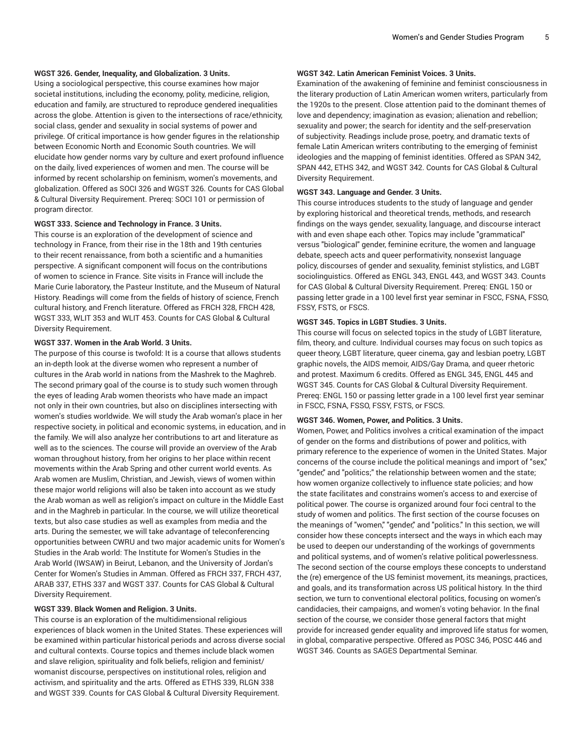**WGST 326. Gender, Inequality, and Globalization. 3 Units.**

Using a sociological perspective, this course examines how major societal institutions, including the economy, polity, medicine, religion, education and family, are structured to reproduce gendered inequalities across the globe. Attention is given to the intersections of race/ethnicity, social class, gender and sexuality in social systems of power and privilege. Of critical importance is how gender figures in the relationship between Economic North and Economic South countries. We will elucidate how gender norms vary by culture and exert profound influence on the daily, lived experiences of women and men. The course will be informed by recent scholarship on feminism, women's movements, and globalization. Offered as SOCI 326 and WGST 326. Counts for CAS Global & Cultural Diversity Requirement. Prereq: SOCI 101 or permission of program director.

**WGST 333. Science and Technology in France. 3 Units.**

This course is an exploration of the development of science and technology in France, from their rise in the 18th and 19th centuries to their recent renaissance, from both a scientific and a humanities perspective. A significant component will focus on the contributions of women to science in France. Site visits in France will include the Marie Curie laboratory, the Pasteur Institute, and the Museum of Natural History. Readings will come from the fields of history of science, French cultural history, and French literature. Offered as FRCH 328, FRCH 428, WGST 333, WLIT 353 and WLIT 453. Counts for CAS Global & Cultural Diversity Requirement.

**WGST 337. Women in the Arab World. 3 Units.**

The purpose of this course is twofold: It is a course that allows students an in-depth look at the diverse women who represent a number of cultures in the Arab world in nations from the Mashrek to the Maghreb. The second primary goal of the course is to study such women through the eyes of leading Arab women theorists who have made an impact not only in their own countries, but also on disciplines intersecting with women's studies worldwide. We will study the Arab woman's place in her respective society, in political and economic systems, in education, and in the family. We will also analyze her contributions to art and literature as well as to the sciences. The course will provide an overview of the Arab woman throughout history, from her origins to her place within recent movements within the Arab Spring and other current world events. As Arab women are Muslim, Christian, and Jewish, views of women within these major world religions will also be taken into account as we study the Arab woman as well as religion's impact on culture in the Middle East and in the Maghreb in particular. In the course, we will utilize theoretical texts, but also case studies as well as examples from media and the arts. During the semester, we will take advantage of teleconferencing opportunities between CWRU and two major academic units for Women's Studies in the Arab world: The Institute for Women's Studies in the Arab World (IWSAW) in Beirut, Lebanon, and the University of Jordan's Center for Women's Studies in Amman. Offered as FRCH 337, FRCH 437, ARAB 337, ETHS 337 and WGST 337. Counts for CAS Global & Cultural Diversity Requirement.

**WGST 339. Black Women and Religion. 3 Units.**

This course is an exploration of the multidimensional religious experiences of black women in the United States. These experiences will be examined within particular historical periods and across diverse social and cultural contexts. Course topics and themes include black women and slave religion, spirituality and folk beliefs, religion and feminist/womanist discourse, perspectives on institutional roles, religion and activism, and spirituality and the arts. Offered as ETHS 339, RLGN 338 and WGST 339. Counts for CAS Global & Cultural Diversity Requirement.

**WGST 342. Latin American Feminist Voices. 3 Units.**

Examination of the awakening of feminine and feminist consciousness in the literary production of Latin American women writers, particularly from the 1920s to the present. Close attention paid to the dominant themes of love and dependency; imagination as evasion; alienation and rebellion; sexuality and power; the search for identity and the self-preservation of subjectivity. Readings include prose, poetry, and dramatic texts of female Latin American writers contributing to the emerging of feminist ideologies and the mapping of feminist identities. Offered as SPAN 342, SPAN 442, ETHS 342, and WGST 342. Counts for CAS Global & Cultural Diversity Requirement.

**WGST 343. Language and Gender. 3 Units.**

This course introduces students to the study of language and gender by exploring historical and theoretical trends, methods, and research findings on the ways gender, sexuality, language, and discourse interact with and even shape each other. Topics may include "grammatical" versus "biological" gender, feminine ecriture, the women and language debate, speech acts and queer performativity, nonsexist language policy, discourses of gender and sexuality, feminist stylistics, and LGBT sociolinguistics. Offered as ENGL 343, ENGL 443, and WGST 343. Counts for CAS Global & Cultural Diversity Requirement. Prereq: ENGL 150 or passing letter grade in a 100 level first year seminar in FSCC, FSNA, FSSO, FSSY, FSTS, or FSCS.

**WGST 345. Topics in LGBT Studies. 3 Units.**

This course will focus on selected topics in the study of LGBT literature, film, theory, and culture. Individual courses may focus on such topics as queer theory, LGBT literature, queer cinema, gay and lesbian poetry, LGBT graphic novels, the AIDS memoir, AIDS/Gay Drama, and queer rhetoric and protest. Maximum 6 credits. Offered as ENGL 345, ENGL 445 and WGST 345. Counts for CAS Global & Cultural Diversity Requirement. Prereq: ENGL 150 or passing letter grade in a 100 level first year seminar in FSCC, FSNA, FSSO, FSSY, FSTS, or FSCS.

**WGST 346. Women, Power, and Politics. 3 Units.**

Women, Power, and Politics involves a critical examination of the impact of gender on the forms and distributions of power and politics, with primary reference to the experience of women in the United States. Major concerns of the course include the political meanings and import of "sex," "gender," and "politics;" the relationship between women and the state; how women organize collectively to influence state policies; and how the state facilitates and constrains women's access to and exercise of political power. The course is organized around four foci central to the study of women and politics. The first section of the course focuses on the meanings of "women," "gender," and "politics." In this section, we will consider how these concepts intersect and the ways in which each may be used to deepen our understanding of the workings of governments and political systems, and of women's relative political powerlessness. The second section of the course employs these concepts to understand the (re) emergence of the US feminist movement, its meanings, practices, and goals, and its transformation across US political history. In the third section, we turn to conventional electoral politics, focusing on women's candidacies, their campaigns, and women's voting behavior. In the final section of the course, we consider those general factors that might provide for increased gender equality and improved life status for women, in global, comparative perspective. Offered as POSC 346, POSC 446 and WGST 346. Counts as SAGES Departmental Seminar.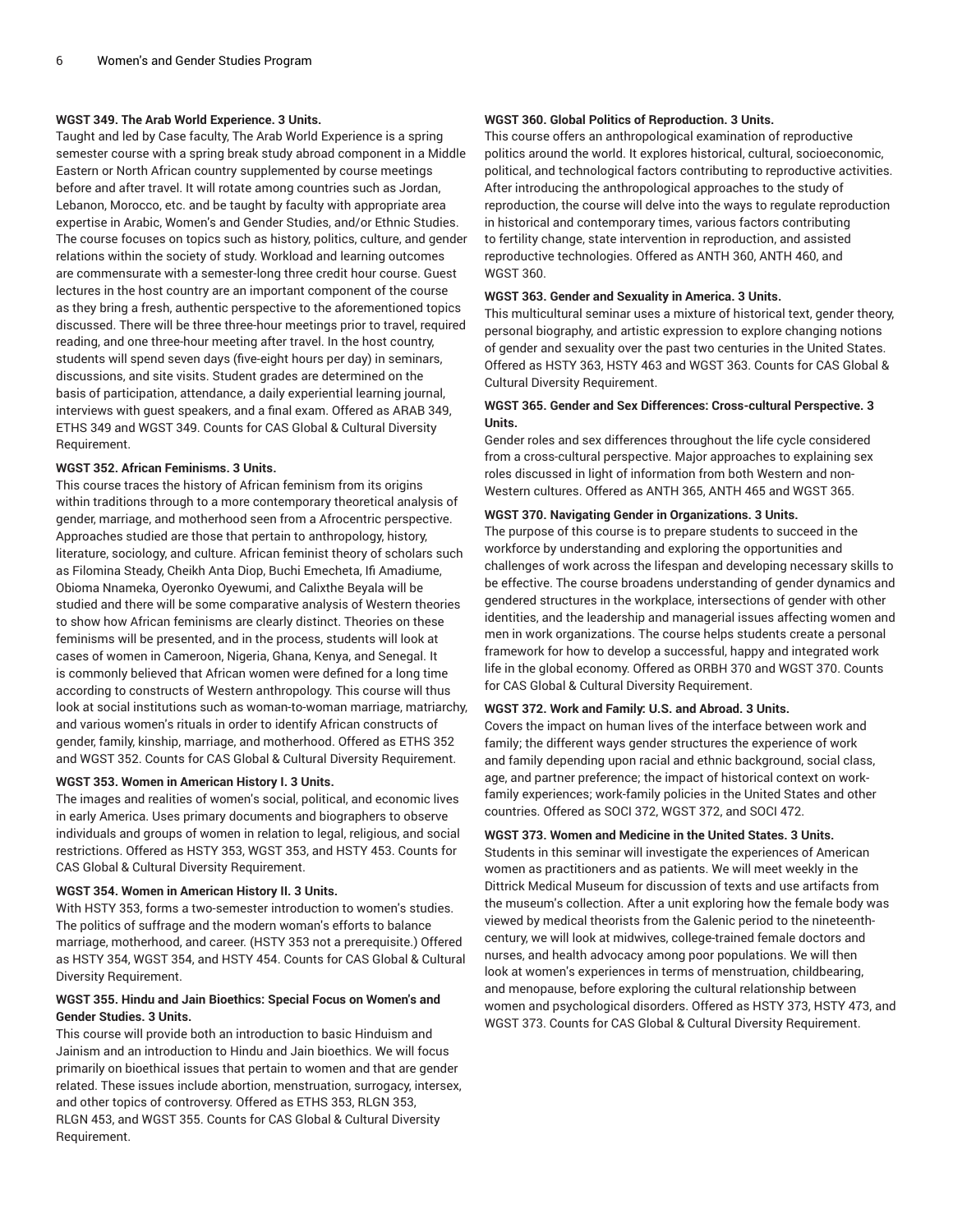**WGST 349. The Arab World Experience. 3 Units.**

Taught and led by Case faculty, The Arab World Experience is a spring semester course with a spring break study abroad component in a Middle Eastern or North African country supplemented by course meetings before and after travel. It will rotate among countries such as Jordan, Lebanon, Morocco, etc. and be taught by faculty with appropriate area expertise in Arabic, Women's and Gender Studies, and/or Ethnic Studies. The course focuses on topics such as history, politics, culture, and gender relations within the society of study. Workload and learning outcomes are commensurate with a semester-long three credit hour course. Guest lectures in the host country are an important component of the course as they bring a fresh, authentic perspective to the aforementioned topics discussed. There will be three three-hour meetings prior to travel, required reading, and one three-hour meeting after travel. In the host country, students will spend seven days (five-eight hours per day) in seminars, discussions, and site visits. Student grades are determined on the basis of participation, attendance, a daily experiential learning journal, interviews with guest speakers, and a final exam. Offered as ARAB 349, ETHS 349 and WGST 349. Counts for CAS Global & Cultural Diversity Requirement.

**WGST 352. African Feminisms. 3 Units.**

This course traces the history of African feminism from its origins within traditions through to a more contemporary theoretical analysis of gender, marriage, and motherhood seen from a Afrocentric perspective. Approaches studied are those that pertain to anthropology, history, literature, sociology, and culture. African feminist theory of scholars such as Filomina Steady, Cheikh Anta Diop, Buchi Emecheta, Ifi Amadiume, Obioma Nnameka, Oyeronko Oyewumi, and Calixthe Beyala will be studied and there will be some comparative analysis of Western theories to show how African feminisms are clearly distinct. Theories on these feminisms will be presented, and in the process, students will look at cases of women in Cameroon, Nigeria, Ghana, Kenya, and Senegal. It is commonly believed that African women were defined for a long time according to constructs of Western anthropology. This course will thus look at social institutions such as woman-to-woman marriage, matriarchy, and various women's rituals in order to identify African constructs of gender, family, kinship, marriage, and motherhood. Offered as ETHS 352 and WGST 352. Counts for CAS Global & Cultural Diversity Requirement.

**WGST 353. Women in American History I. 3 Units.**

The images and realities of women's social, political, and economic lives in early America. Uses primary documents and biographers to observe individuals and groups of women in relation to legal, religious, and social restrictions. Offered as HSTY 353, WGST 353, and HSTY 453. Counts for CAS Global & Cultural Diversity Requirement.

**WGST 354. Women in American History II. 3 Units.**

With HSTY 353, forms a two-semester introduction to women's studies. The politics of suffrage and the modern woman's efforts to balance marriage, motherhood, and career. (HSTY 353 not a prerequisite.) Offered as HSTY 354, WGST 354, and HSTY 454. Counts for CAS Global & Cultural Diversity Requirement.

**WGST 355. Hindu and Jain Bioethics: Special Focus on Women's and Gender Studies. 3 Units.**

This course will provide both an introduction to basic Hinduism and Jainism and an introduction to Hindu and Jain bioethics. We will focus primarily on bioethical issues that pertain to women and that are gender related. These issues include abortion, menstruation, surrogacy, intersex, and other topics of controversy. Offered as ETHS 353, RLGN 353, RLGN 453, and WGST 355. Counts for CAS Global & Cultural Diversity Requirement.

**WGST 360. Global Politics of Reproduction. 3 Units.**

This course offers an anthropological examination of reproductive politics around the world. It explores historical, cultural, socioeconomic, political, and technological factors contributing to reproductive activities. After introducing the anthropological approaches to the study of reproduction, the course will delve into the ways to regulate reproduction in historical and contemporary times, various factors contributing to fertility change, state intervention in reproduction, and assisted reproductive technologies. Offered as ANTH 360, ANTH 460, and WGST 360.

**WGST 363. Gender and Sexuality in America. 3 Units.**

This multicultural seminar uses a mixture of historical text, gender theory, personal biography, and artistic expression to explore changing notions of gender and sexuality over the past two centuries in the United States. Offered as HSTY 363, HSTY 463 and WGST 363. Counts for CAS Global & Cultural Diversity Requirement.

**WGST 365. Gender and Sex Differences: Cross-cultural Perspective. 3 Units.**

Gender roles and sex differences throughout the life cycle considered from a cross-cultural perspective. Major approaches to explaining sex roles discussed in light of information from both Western and non-Western cultures. Offered as ANTH 365, ANTH 465 and WGST 365.

**WGST 370. Navigating Gender in Organizations. 3 Units.**

The purpose of this course is to prepare students to succeed in the workforce by understanding and exploring the opportunities and challenges of work across the lifespan and developing necessary skills to be effective. The course broadens understanding of gender dynamics and gendered structures in the workplace, intersections of gender with other identities, and the leadership and managerial issues affecting women and men in work organizations. The course helps students create a personal framework for how to develop a successful, happy and integrated work life in the global economy. Offered as ORBH 370 and WGST 370. Counts for CAS Global & Cultural Diversity Requirement.

**WGST 372. Work and Family: U.S. and Abroad. 3 Units.**

Covers the impact on human lives of the interface between work and family; the different ways gender structures the experience of work and family depending upon racial and ethnic background, social class, age, and partner preference; the impact of historical context on work-family experiences; work-family policies in the United States and other countries. Offered as SOCI 372, WGST 372, and SOCI 472.

**WGST 373. Women and Medicine in the United States. 3 Units.**

Students in this seminar will investigate the experiences of American women as practitioners and as patients. We will meet weekly in the Dittrick Medical Museum for discussion of texts and use artifacts from the museum's collection. After a unit exploring how the female body was viewed by medical theorists from the Galenic period to the nineteenth-century, we will look at midwives, college-trained female doctors and nurses, and health advocacy among poor populations. We will then look at women's experiences in terms of menstruation, childbearing, and menopause, before exploring the cultural relationship between women and psychological disorders. Offered as HSTY 373, HSTY 473, and WGST 373. Counts for CAS Global & Cultural Diversity Requirement.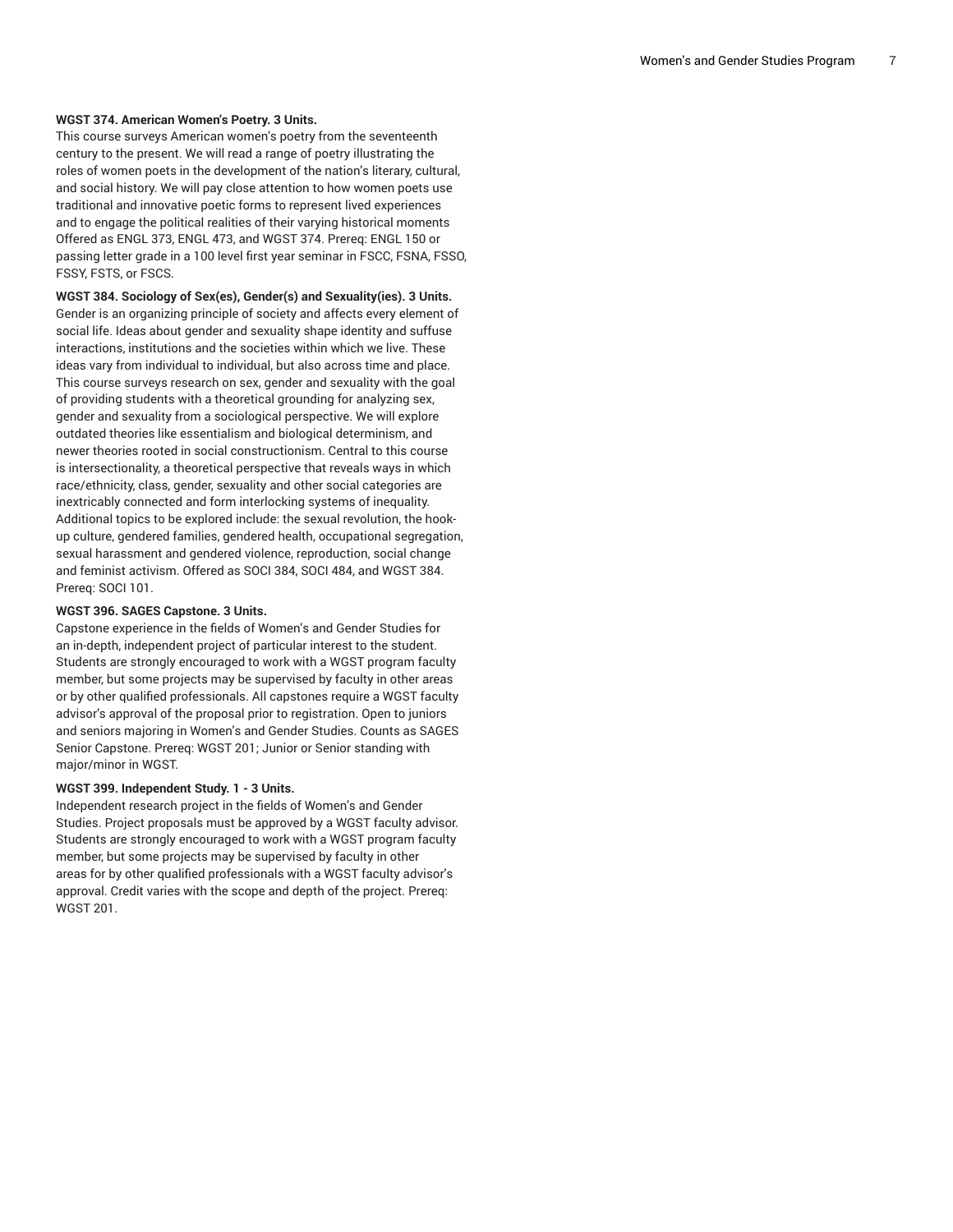**WGST 374. American Women's Poetry. 3 Units.**
This course surveys American women's poetry from the seventeenth century to the present. We will read a range of poetry illustrating the roles of women poets in the development of the nation's literary, cultural, and social history. We will pay close attention to how women poets use traditional and innovative poetic forms to represent lived experiences and to engage the political realities of their varying historical moments Offered as ENGL 373, ENGL 473, and WGST 374. Prereq: ENGL 150 or passing letter grade in a 100 level first year seminar in FSCC, FSNA, FSSO, FSSY, FSTS, or FSCS.

**WGST 384. Sociology of Sex(es), Gender(s) and Sexuality(ies). 3 Units.**
Gender is an organizing principle of society and affects every element of social life. Ideas about gender and sexuality shape identity and suffuse interactions, institutions and the societies within which we live. These ideas vary from individual to individual, but also across time and place. This course surveys research on sex, gender and sexuality with the goal of providing students with a theoretical grounding for analyzing sex, gender and sexuality from a sociological perspective. We will explore outdated theories like essentialism and biological determinism, and newer theories rooted in social constructionism. Central to this course is intersectionality, a theoretical perspective that reveals ways in which race/ethnicity, class, gender, sexuality and other social categories are inextricably connected and form interlocking systems of inequality. Additional topics to be explored include: the sexual revolution, the hook-up culture, gendered families, gendered health, occupational segregation, sexual harassment and gendered violence, reproduction, social change and feminist activism. Offered as SOCI 384, SOCI 484, and WGST 384. Prereq: SOCI 101.

**WGST 396. SAGES Capstone. 3 Units.**
Capstone experience in the fields of Women's and Gender Studies for an in-depth, independent project of particular interest to the student. Students are strongly encouraged to work with a WGST program faculty member, but some projects may be supervised by faculty in other areas or by other qualified professionals. All capstones require a WGST faculty advisor's approval of the proposal prior to registration. Open to juniors and seniors majoring in Women's and Gender Studies. Counts as SAGES Senior Capstone. Prereq: WGST 201; Junior or Senior standing with major/minor in WGST.

**WGST 399. Independent Study. 1 - 3 Units.**
Independent research project in the fields of Women's and Gender Studies. Project proposals must be approved by a WGST faculty advisor. Students are strongly encouraged to work with a WGST program faculty member, but some projects may be supervised by faculty in other areas for by other qualified professionals with a WGST faculty advisor's approval. Credit varies with the scope and depth of the project. Prereq: WGST 201.